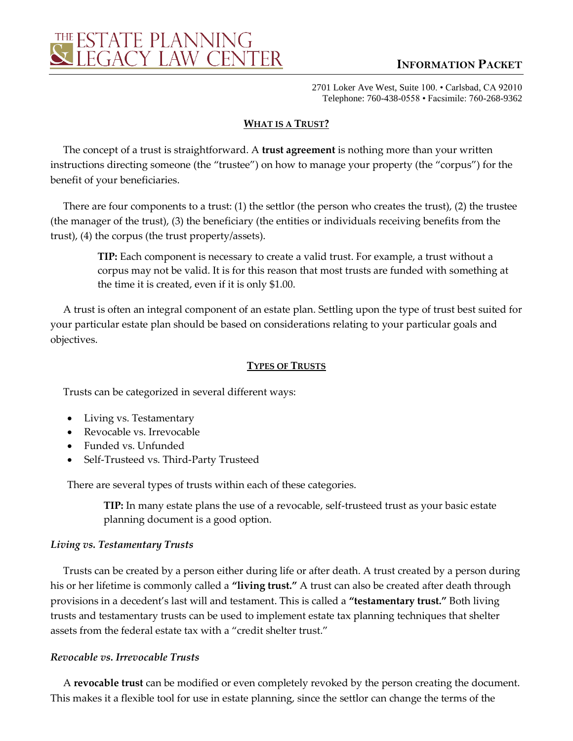# THE ESTATE PLANNING & LEGACY LAW CENTER

**INFORMATION PACKET**

2701 Loker Ave West, Suite 100. • Carlsbad, CA 92010
Telephone: 760-438-0558 • Facsimile: 760-268-9362

## WHAT IS A TRUST?

The concept of a trust is straightforward. A **trust agreement** is nothing more than your written instructions directing someone (the "trustee") on how to manage your property (the "corpus") for the benefit of your beneficiaries.

There are four components to a trust: (1) the settlor (the person who creates the trust), (2) the trustee (the manager of the trust), (3) the beneficiary (the entities or individuals receiving benefits from the trust), (4) the corpus (the trust property/assets).

> **TIP:** Each component is necessary to create a valid trust. For example, a trust without a corpus may not be valid. It is for this reason that most trusts are funded with something at the time it is created, even if it is only $1.00.

A trust is often an integral component of an estate plan. Settling upon the type of trust best suited for your particular estate plan should be based on considerations relating to your particular goals and objectives.

## TYPES OF TRUSTS

Trusts can be categorized in several different ways:

- Living vs. Testamentary
- Revocable vs. Irrevocable
- Funded vs. Unfunded
- Self-Trusteed vs. Third-Party Trusteed

There are several types of trusts within each of these categories.

> **TIP:** In many estate plans the use of a revocable, self-trusteed trust as your basic estate planning document is a good option.

### *Living vs. Testamentary Trusts*

Trusts can be created by a person either during life or after death. A trust created by a person during his or her lifetime is commonly called a **"living trust."** A trust can also be created after death through provisions in a decedent's last will and testament. This is called a **"testamentary trust."** Both living trusts and testamentary trusts can be used to implement estate tax planning techniques that shelter assets from the federal estate tax with a "credit shelter trust."

### *Revocable vs. Irrevocable Trusts*

A **revocable trust** can be modified or even completely revoked by the person creating the document. This makes it a flexible tool for use in estate planning, since the settlor can change the terms of the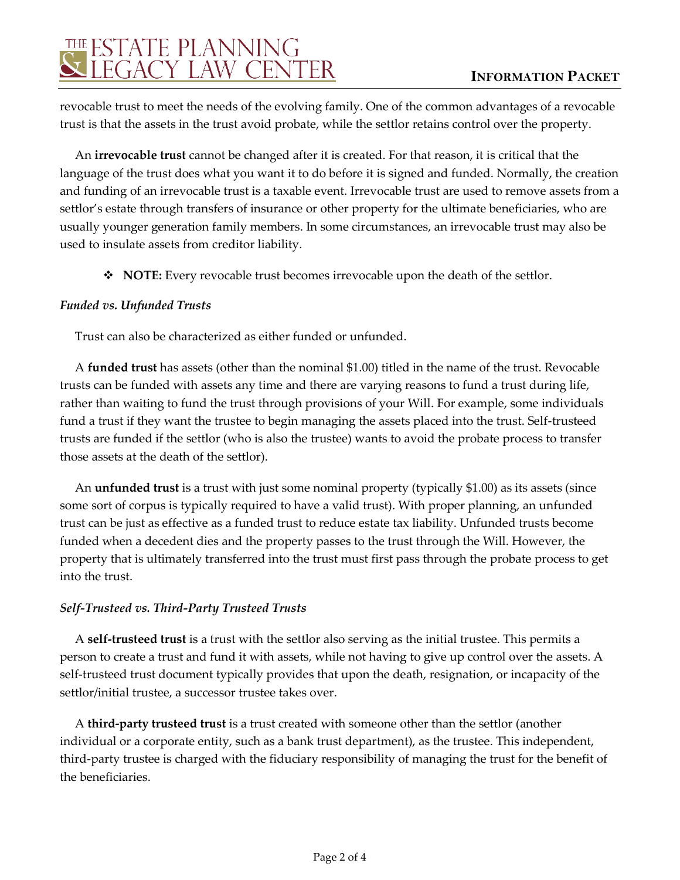revocable trust to meet the needs of the evolving family. One of the common advantages of a revocable trust is that the assets in the trust avoid probate, while the settlor retains control over the property.

An **irrevocable trust** cannot be changed after it is created. For that reason, it is critical that the language of the trust does what you want it to do before it is signed and funded. Normally, the creation and funding of an irrevocable trust is a taxable event. Irrevocable trust are used to remove assets from a settlor's estate through transfers of insurance or other property for the ultimate beneficiaries, who are usually younger generation family members. In some circumstances, an irrevocable trust may also be used to insulate assets from creditor liability.

- **NOTE:** Every revocable trust becomes irrevocable upon the death of the settlor.

### *Funded vs. Unfunded Trusts*

Trust can also be characterized as either funded or unfunded.

A **funded trust** has assets (other than the nominal $1.00) titled in the name of the trust. Revocable trusts can be funded with assets any time and there are varying reasons to fund a trust during life, rather than waiting to fund the trust through provisions of your Will. For example, some individuals fund a trust if they want the trustee to begin managing the assets placed into the trust. Self-trusteed trusts are funded if the settlor (who is also the trustee) wants to avoid the probate process to transfer those assets at the death of the settlor).

An **unfunded trust** is a trust with just some nominal property (typically $1.00) as its assets (since some sort of corpus is typically required to have a valid trust). With proper planning, an unfunded trust can be just as effective as a funded trust to reduce estate tax liability. Unfunded trusts become funded when a decedent dies and the property passes to the trust through the Will. However, the property that is ultimately transferred into the trust must first pass through the probate process to get into the trust.

### *Self-Trusteed vs. Third-Party Trusteed Trusts*

A **self-trusteed trust** is a trust with the settlor also serving as the initial trustee. This permits a person to create a trust and fund it with assets, while not having to give up control over the assets. A self-trusteed trust document typically provides that upon the death, resignation, or incapacity of the settlor/initial trustee, a successor trustee takes over.

A **third-party trusteed trust** is a trust created with someone other than the settlor (another individual or a corporate entity, such as a bank trust department), as the trustee. This independent, third-party trustee is charged with the fiduciary responsibility of managing the trust for the benefit of the beneficiaries.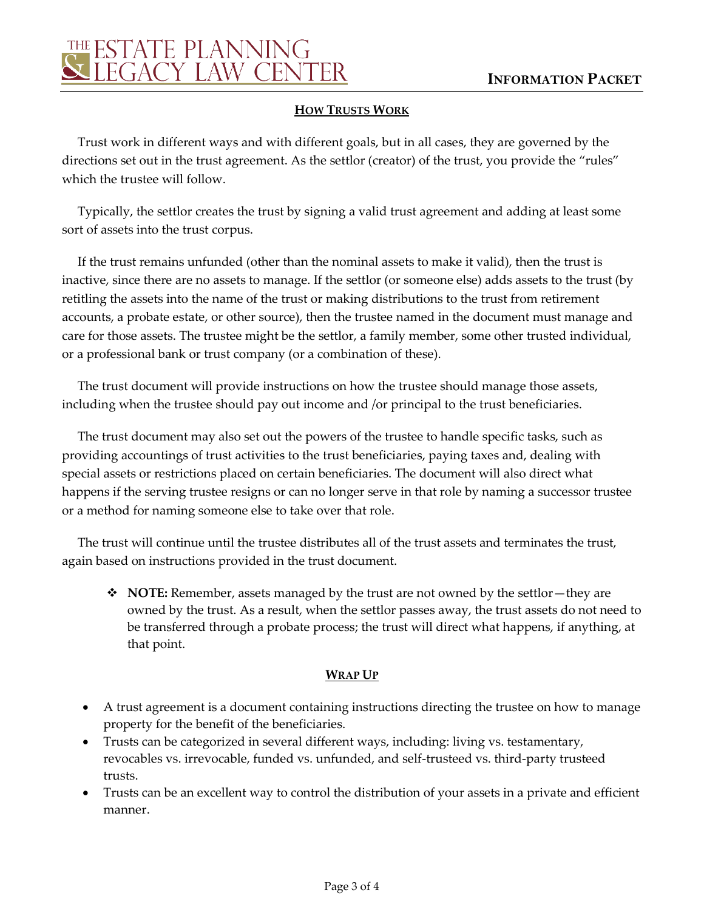## HOW TRUSTS WORK

Trust work in different ways and with different goals, but in all cases, they are governed by the directions set out in the trust agreement. As the settlor (creator) of the trust, you provide the "rules" which the trustee will follow.

Typically, the settlor creates the trust by signing a valid trust agreement and adding at least some sort of assets into the trust corpus.

If the trust remains unfunded (other than the nominal assets to make it valid), then the trust is inactive, since there are no assets to manage. If the settlor (or someone else) adds assets to the trust (by retitling the assets into the name of the trust or making distributions to the trust from retirement accounts, a probate estate, or other source), then the trustee named in the document must manage and care for those assets. The trustee might be the settlor, a family member, some other trusted individual, or a professional bank or trust company (or a combination of these).

The trust document will provide instructions on how the trustee should manage those assets, including when the trustee should pay out income and /or principal to the trust beneficiaries.

The trust document may also set out the powers of the trustee to handle specific tasks, such as providing accountings of trust activities to the trust beneficiaries, paying taxes and, dealing with special assets or restrictions placed on certain beneficiaries. The document will also direct what happens if the serving trustee resigns or can no longer serve in that role by naming a successor trustee or a method for naming someone else to take over that role.

The trust will continue until the trustee distributes all of the trust assets and terminates the trust, again based on instructions provided in the trust document.

- **NOTE:** Remember, assets managed by the trust are not owned by the settlor—they are owned by the trust. As a result, when the settlor passes away, the trust assets do not need to be transferred through a probate process; the trust will direct what happens, if anything, at that point.

## WRAP UP

- A trust agreement is a document containing instructions directing the trustee on how to manage property for the benefit of the beneficiaries.
- Trusts can be categorized in several different ways, including: living vs. testamentary, revocables vs. irrevocable, funded vs. unfunded, and self-trusteed vs. third-party trusteed trusts.
- Trusts can be an excellent way to control the distribution of your assets in a private and efficient manner.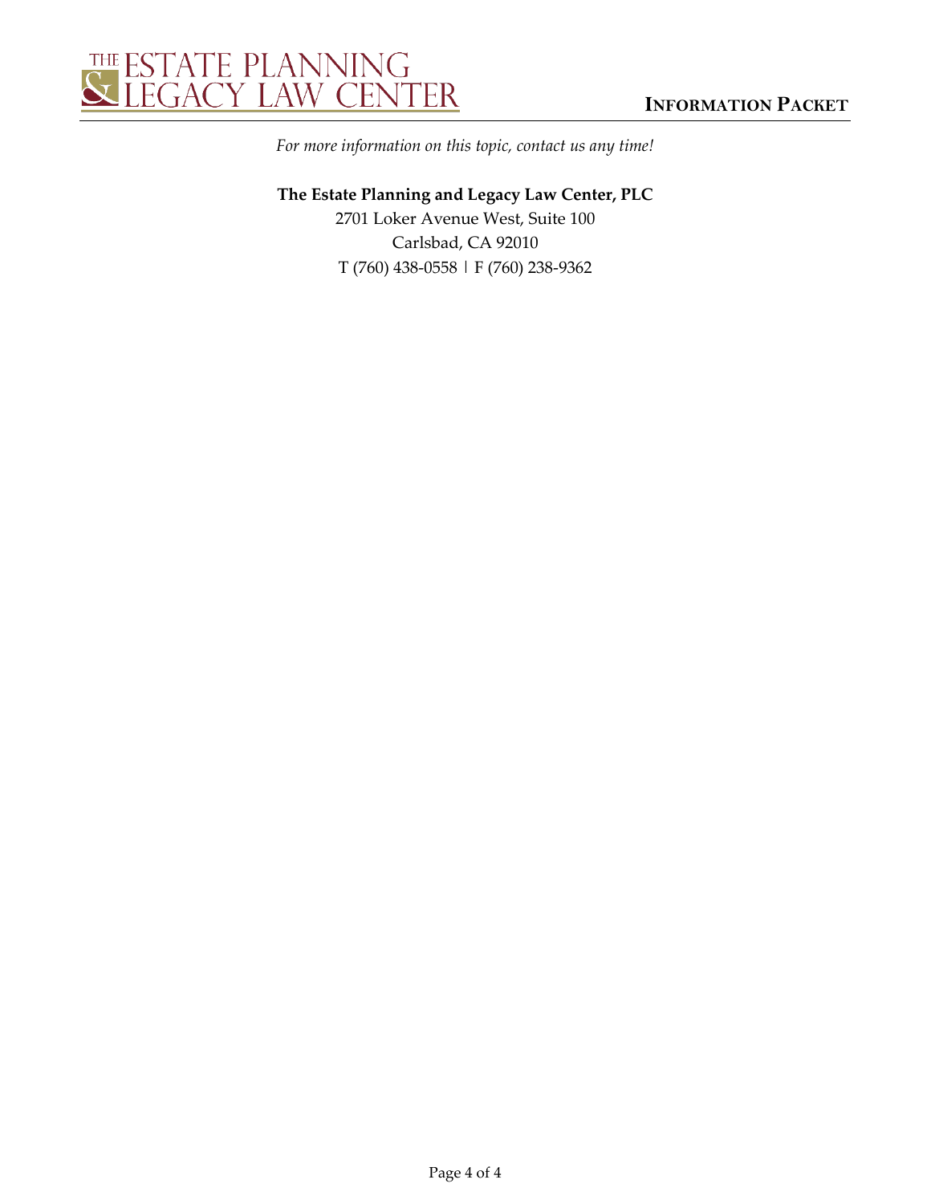*For more information on this topic, contact us any time!*

**The Estate Planning and Legacy Law Center, PLC**

2701 Loker Avenue West, Suite 100

Carlsbad, CA 92010

T (760) 438-0558 | F (760) 238-9362